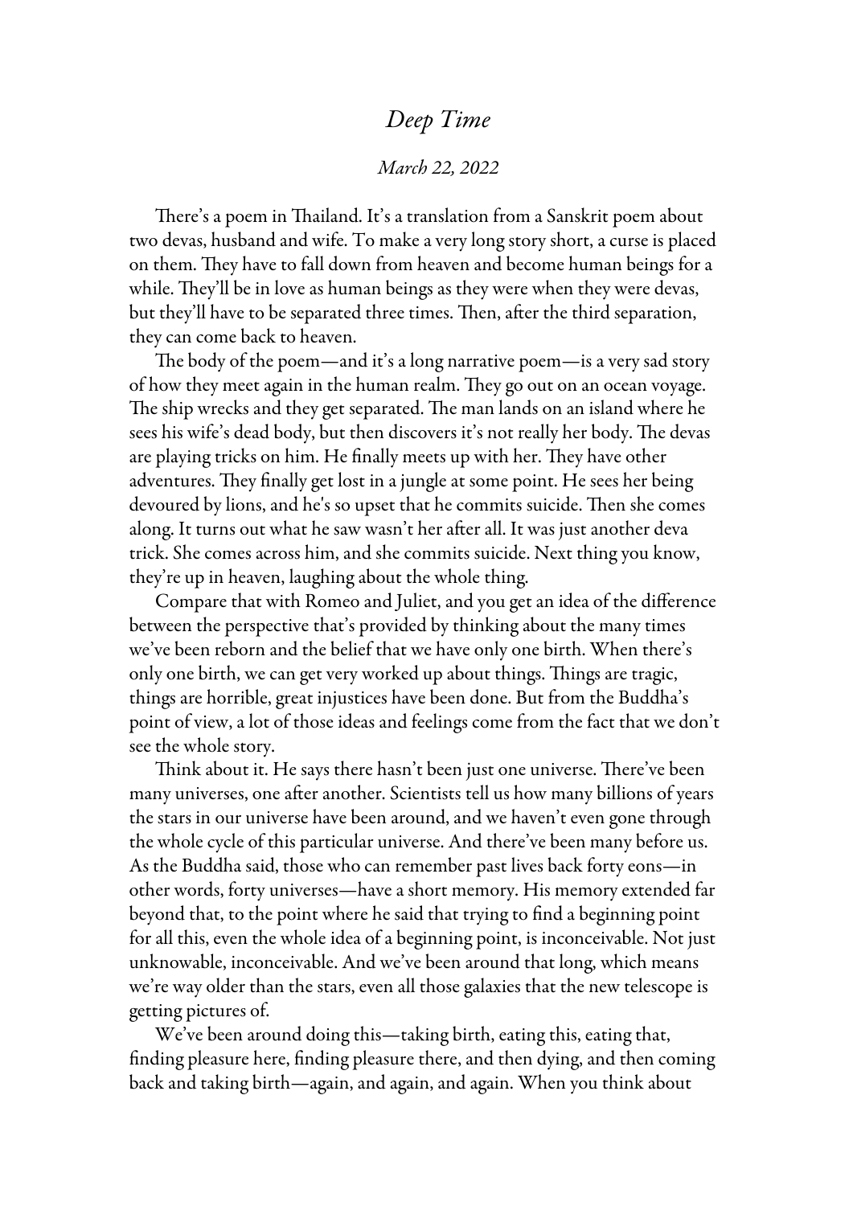# *Deep Time*

*March 22, 2022*

There's a poem in Thailand. It's a translation from a Sanskrit poem about two devas, husband and wife. To make a very long story short, a curse is placed on them. They have to fall down from heaven and become human beings for a while. They'll be in love as human beings as they were when they were devas, but they'll have to be separated three times. Then, after the third separation, they can come back to heaven.

The body of the poem—and it's a long narrative poem—is a very sad story of how they meet again in the human realm. They go out on an ocean voyage. The ship wrecks and they get separated. The man lands on an island where he sees his wife's dead body, but then discovers it's not really her body. The devas are playing tricks on him. He finally meets up with her. They have other adventures. They finally get lost in a jungle at some point. He sees her being devoured by lions, and he's so upset that he commits suicide. Then she comes along. It turns out what he saw wasn't her after all. It was just another deva trick. She comes across him, and she commits suicide. Next thing you know, they're up in heaven, laughing about the whole thing.

Compare that with Romeo and Juliet, and you get an idea of the difference between the perspective that's provided by thinking about the many times we've been reborn and the belief that we have only one birth. When there's only one birth, we can get very worked up about things. Things are tragic, things are horrible, great injustices have been done. But from the Buddha's point of view, a lot of those ideas and feelings come from the fact that we don't see the whole story.

Think about it. He says there hasn't been just one universe. There've been many universes, one after another. Scientists tell us how many billions of years the stars in our universe have been around, and we haven't even gone through the whole cycle of this particular universe. And there've been many before us. As the Buddha said, those who can remember past lives back forty eons—in other words, forty universes—have a short memory. His memory extended far beyond that, to the point where he said that trying to find a beginning point for all this, even the whole idea of a beginning point, is inconceivable. Not just unknowable, inconceivable. And we've been around that long, which means we're way older than the stars, even all those galaxies that the new telescope is getting pictures of.

We've been around doing this—taking birth, eating this, eating that, finding pleasure here, finding pleasure there, and then dying, and then coming back and taking birth—again, and again, and again. When you think about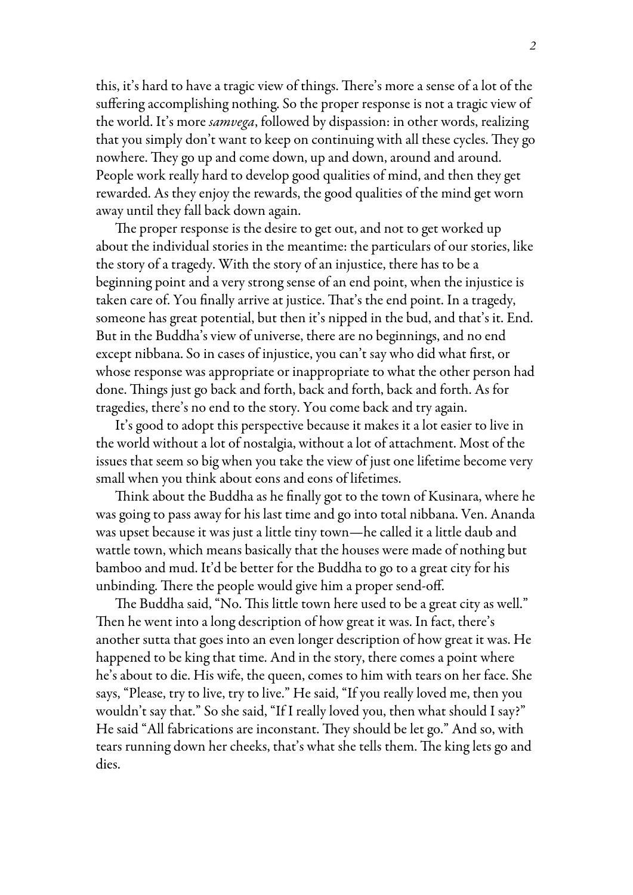this, it's hard to have a tragic view of things. There's more a sense of a lot of the suffering accomplishing nothing. So the proper response is not a tragic view of the world. It's more *samvega*, followed by dispassion: in other words, realizing that you simply don't want to keep on continuing with all these cycles. They go nowhere. They go up and come down, up and down, around and around. People work really hard to develop good qualities of mind, and then they get rewarded. As they enjoy the rewards, the good qualities of the mind get worn away until they fall back down again.

The proper response is the desire to get out, and not to get worked up about the individual stories in the meantime: the particulars of our stories, like the story of a tragedy. With the story of an injustice, there has to be a beginning point and a very strong sense of an end point, when the injustice is taken care of. You finally arrive at justice. That's the end point. In a tragedy, someone has great potential, but then it's nipped in the bud, and that's it. End. But in the Buddha's view of universe, there are no beginnings, and no end except nibbana. So in cases of injustice, you can't say who did what first, or whose response was appropriate or inappropriate to what the other person had done. Things just go back and forth, back and forth, back and forth. As for tragedies, there's no end to the story. You come back and try again.

It's good to adopt this perspective because it makes it a lot easier to live in the world without a lot of nostalgia, without a lot of attachment. Most of the issues that seem so big when you take the view of just one lifetime become very small when you think about eons and eons of lifetimes.

Think about the Buddha as he finally got to the town of Kusinara, where he was going to pass away for his last time and go into total nibbana. Ven. Ananda was upset because it was just a little tiny town—he called it a little daub and wattle town, which means basically that the houses were made of nothing but bamboo and mud. It'd be better for the Buddha to go to a great city for his unbinding. There the people would give him a proper send-off.

The Buddha said, "No. This little town here used to be a great city as well." Then he went into a long description of how great it was. In fact, there's another sutta that goes into an even longer description of how great it was. He happened to be king that time. And in the story, there comes a point where he's about to die. His wife, the queen, comes to him with tears on her face. She says, "Please, try to live, try to live." He said, "If you really loved me, then you wouldn't say that." So she said, "If I really loved you, then what should I say?" He said "All fabrications are inconstant. They should be let go." And so, with tears running down her cheeks, that's what she tells them. The king lets go and dies.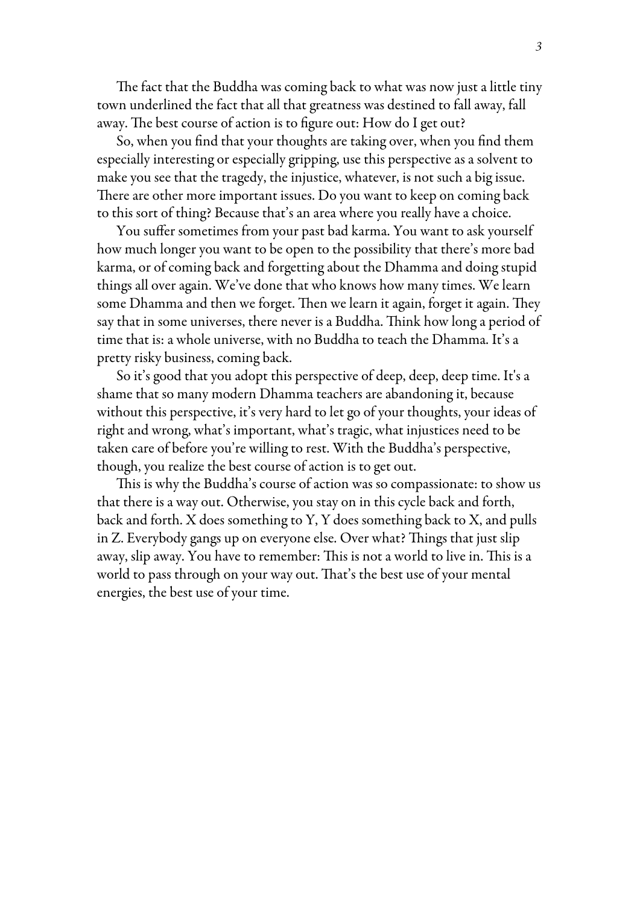The fact that the Buddha was coming back to what was now just a little tiny town underlined the fact that all that greatness was destined to fall away, fall away. The best course of action is to figure out: How do I get out?

So, when you find that your thoughts are taking over, when you find them especially interesting or especially gripping, use this perspective as a solvent to make you see that the tragedy, the injustice, whatever, is not such a big issue. There are other more important issues. Do you want to keep on coming back to this sort of thing? Because that's an area where you really have a choice.

You suffer sometimes from your past bad karma. You want to ask yourself how much longer you want to be open to the possibility that there's more bad karma, or of coming back and forgetting about the Dhamma and doing stupid things all over again. We've done that who knows how many times. We learn some Dhamma and then we forget. Then we learn it again, forget it again. They say that in some universes, there never is a Buddha. Think how long a period of time that is: a whole universe, with no Buddha to teach the Dhamma. It's a pretty risky business, coming back.

So it's good that you adopt this perspective of deep, deep, deep time. It's a shame that so many modern Dhamma teachers are abandoning it, because without this perspective, it's very hard to let go of your thoughts, your ideas of right and wrong, what's important, what's tragic, what injustices need to be taken care of before you're willing to rest. With the Buddha's perspective, though, you realize the best course of action is to get out.

This is why the Buddha's course of action was so compassionate: to show us that there is a way out. Otherwise, you stay on in this cycle back and forth, back and forth. X does something to Y, Y does something back to X, and pulls in Z. Everybody gangs up on everyone else. Over what? Things that just slip away, slip away. You have to remember: This is not a world to live in. This is a world to pass through on your way out. That's the best use of your mental energies, the best use of your time.